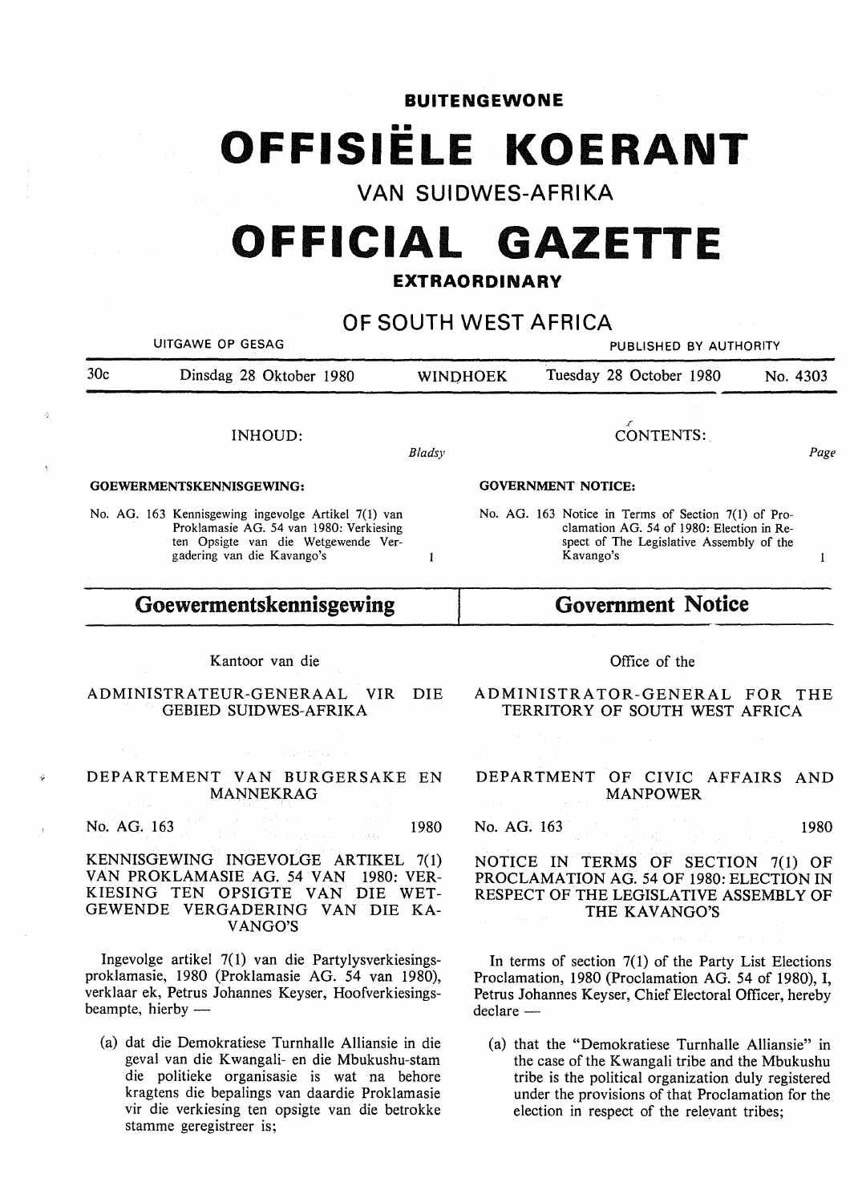**BUITENGEWONE**

# OFFISIËLE KOERANT

## VAN SUIDWES-AFRIKA

# OFFICIAL GAZETTE

**EXTRAORDINARY**

## OF SOUTH WEST AFRICA

UITGAWE OP GESAG — PUBLISHED BY AUTHORITY

30c — Dinsdag 28 Oktober 1980 — WINDHOEK — Tuesday 28 October 1980 — No. 4303

INHOUD: *Bladsy*

**GOEWERMENTSKENNISGEWING:**

No. AG. 163 Kennisgewing ingevolge Artikel 7(1) van Proklamasie AG. 54 van 1980: Verkiesing ten Opsigte van die Wetgewende Vergadering van die Kavango's — 1

CONTENTS: *Page*

**GOVERNMENT NOTICE:**

No. AG. 163 Notice in Terms of Section 7(1) of Proclamation AG. 54 of 1980: Election in Respect of The Legislative Assembly of the Kavango's — 1

## Goewermentskennisgewing

Kantoor van die

ADMINISTRATEUR-GENERAAL VIR DIE GEBIED SUIDWES-AFRIKA

DEPARTEMENT VAN BURGERSAKE EN MANNEKRAG

No. AG. 163 — 1980

KENNISGEWING INGEVOLGE ARTIKEL 7(1) VAN PROKLAMASIE AG. 54 VAN 1980: VERKIESING TEN OPSIGTE VAN DIE WETGEWENDE VERGADERING VAN DIE KAVANGO'S

Ingevolge artikel 7(1) van die Partylysverkiesingsproklamasie, 1980 (Proklamasie AG. 54 van 1980), verklaar ek, Petrus Johannes Keyser, Hoofverkiesingsbeampte, hierby —

(a) dat die Demokratiese Turnhalle Alliansie in die geval van die Kwangali- en die Mbukushu-stam die politieke organisasie is wat na behore kragtens die bepalings van daardie Proklamasie vir die verkiesing ten opsigte van die betrokke stamme geregistreer is;

## Government Notice

Office of the

ADMINISTRATOR-GENERAL FOR THE TERRITORY OF SOUTH WEST AFRICA

DEPARTMENT OF CIVIC AFFAIRS AND MANPOWER

No. AG. 163 — 1980

NOTICE IN TERMS OF SECTION 7(1) OF PROCLAMATION AG. 54 OF 1980: ELECTION IN RESPECT OF THE LEGISLATIVE ASSEMBLY OF THE KAVANGO'S

In terms of section 7(1) of the Party List Elections Proclamation, 1980 (Proclamation AG. 54 of 1980), I, Petrus Johannes Keyser, Chief Electoral Officer, hereby declare —

(a) that the "Demokratiese Turnhalle Alliansie" in the case of the Kwangali tribe and the Mbukushu tribe is the political organization duly registered under the provisions of that Proclamation for the election in respect of the relevant tribes;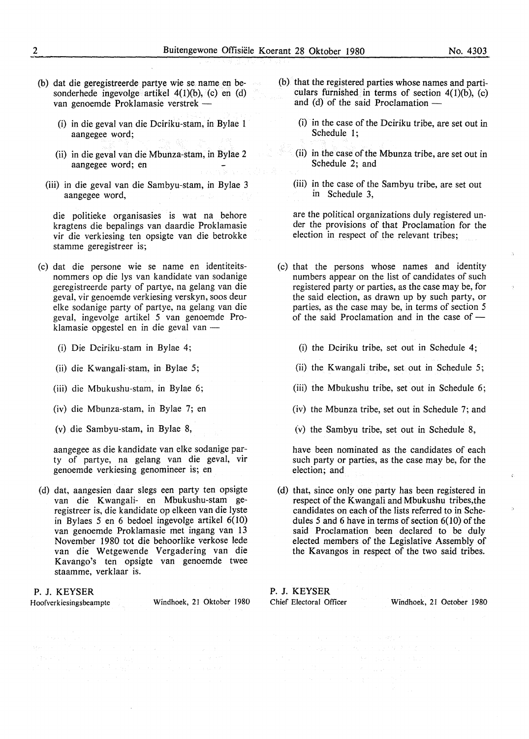(b) dat die geregistreerde partye wie se name en besonderhede ingevolge artikel 4(1)(b), (c) en (d) van genoemde Proklamasie verstrek —

(i) in die geval van die Dciriku-stam, in Bylae 1 aangegee word;

(ii) in die geval van die Mbunza-stam, in Bylae 2 aangegee word; en

(iii) in die geval van die Sambyu-stam, in Bylae 3 aangegee word,

die politieke organisasies is wat na behore kragtens die bepalings van daardie Proklamasie vir die verkiesing ten opsigte van die betrokke stamme geregistreer is;

(c) dat die persone wie se name en identiteitsnommers op die lys van kandidate van sodanige geregistreerde party of partye, na gelang van die geval, vir genoemde verkiesing verskyn, soos deur elke sodanige party of partye, na gelang van die geval, ingevolge artikel 5 van genoemde Proklamasie opgestel en in die geval van —

(i) Die Dciriku-stam in Bylae 4;

(ii) die Kwangali-stam, in Bylae 5;

(iii) die Mbukushu-stam, in Bylae 6;

(iv) die Mbunza-stam, in Bylae 7; en

(v) die Sambyu-stam, in Bylae 8,

aangegee as die kandidate van elke sodanige party of partye, na gelang van die geval, vir genoemde verkiesing genomineer is; en

(d) dat, aangesien daar slegs een party ten opsigte van die Kwangali- en Mbukushu-stam geregistreer is, die kandidate op elkeen van die lyste in Bylaes 5 en 6 bedoel ingevolge artikel 6(10) van genoemde Proklamasie met ingang van 13 November 1980 tot die behoorlike verkose lede van die Wetgewende Vergadering van die Kavango's ten opsigte van genoemde twee staamme, verklaar is.

P. J. KEYSER
Hoofverkiesingsbeampte

Windhoek, 21 Oktober 1980

(b) that the registered parties whose names and particulars furnished in terms of section 4(1)(b), (c) and (d) of the said Proclamation —

(i) in the case of the Dciriku tribe, are set out in Schedule 1;

(ii) in the case of the Mbunza tribe, are set out in Schedule 2; and

(iii) in the case of the Sambyu tribe, are set out in Schedule 3,

are the political organizations duly registered under the provisions of that Proclamation for the election in respect of the relevant tribes;

(c) that the persons whose names and identity numbers appear on the list of candidates of such registered party or parties, as the case may be, for the said election, as drawn up by such party, or parties, as the case may be, in terms of section 5 of the said Proclamation and in the case of —

(i) the Dciriku tribe, set out in Schedule 4;

(ii) the Kwangali tribe, set out in Schedule 5;

(iii) the Mbukushu tribe, set out in Schedule 6;

(iv) the Mbunza tribe, set out in Schedule 7; and

(v) the Sambyu tribe, set out in Schedule 8,

have been nominated as the candidates of each such party or parties, as the case may be, for the election; and

(d) that, since only one party has been registered in respect of the Kwangali and Mbukushu tribes, the candidates on each of the lists referred to in Schedules 5 and 6 have in terms of section 6(10) of the said Proclamation been declared to be duly elected members of the Legislative Assembly of the Kavangos in respect of the two said tribes.

P. J. KEYSER
Chief Electoral Officer

Windhoek, 21 October 1980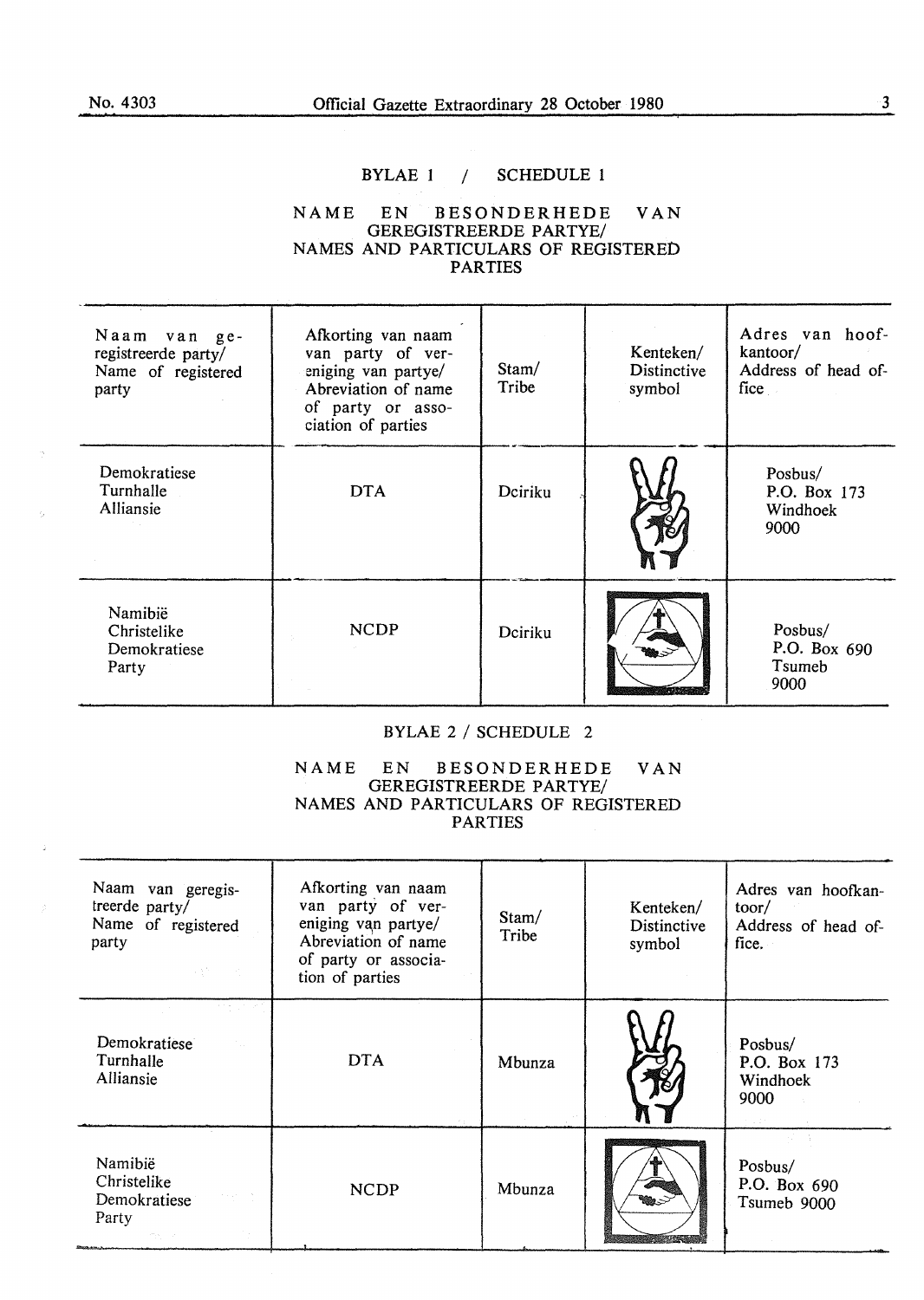## BYLAE 1 / SCHEDULE 1

### NAME EN BESONDERHEDE VAN GEREGISTREERDE PARTYE/ NAMES AND PARTICULARS OF REGISTERED PARTIES

| Naam van geregistreerde party/ Name of registered party | Afkorting van naam van party of vereniging van partye/ Abreviation of name of party or association of parties | Stam/ Tribe | Kenteken/ Distinctive symbol | Adres van hoofkantoor/ Address of head office |
|---|---|---|---|---|
| Demokratiese Turnhalle Alliansie | DTA | Dciriku | | Posbus/ P.O. Box 173 Windhoek 9000 |
| Namibië Christelike Demokratiese Party | NCDP | Dciriku | | Posbus/ P.O. Box 690 Tsumeb 9000 |

## BYLAE 2 / SCHEDULE 2

### NAME EN BESONDERHEDE VAN GEREGISTREERDE PARTYE/ NAMES AND PARTICULARS OF REGISTERED PARTIES

| Naam van geregistreerde party/ Name of registered party | Afkorting van naam van party of vereniging van partye/ Abreviation of name of party or association of parties | Stam/ Tribe | Kenteken/ Distinctive symbol | Adres van hoofkantoor/ Address of head office. |
|---|---|---|---|---|
| Demokratiese Turnhalle Alliansie | DTA | Mbunza | | Posbus/ P.O. Box 173 Windhoek 9000 |
| Namibië Christelike Demokratiese Party | NCDP | Mbunza | | Posbus/ P.O. Box 690 Tsumeb 9000 |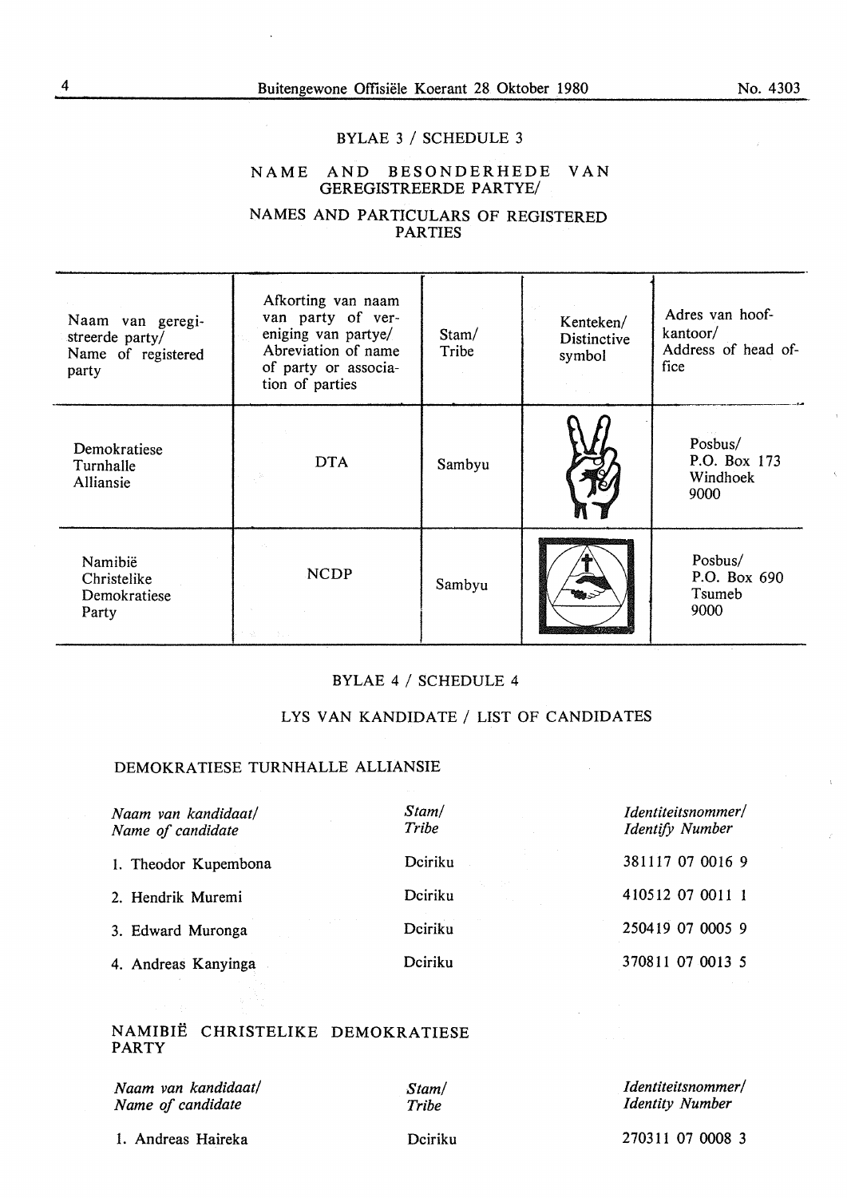## BYLAE 3 / SCHEDULE 3

### NAME AND BESONDERHEDE VAN GEREGISTREERDE PARTYE/

### NAMES AND PARTICULARS OF REGISTERED PARTIES

| Naam van geregistreerde party/ Name of registered party | Afkorting van naam van party of vereniging van partye/ Abreviation of name of party or association of parties | Stam/ Tribe | Kenteken/ Distinctive symbol | Adres van hoofkantoor/ Address of head office |
|---|---|---|---|---|
| Demokratiese Turnhalle Alliansie | DTA | Sambyu | | Posbus/ P.O. Box 173 Windhoek 9000 |
| Namibië Christelike Demokratiese Party | NCDP | Sambyu | | Posbus/ P.O. Box 690 Tsumeb 9000 |

## BYLAE 4 / SCHEDULE 4

### LYS VAN KANDIDATE / LIST OF CANDIDATES

#### DEMOKRATIESE TURNHALLE ALLIANSIE

| *Naam van kandidaat/ Name of candidate* | *Stam/ Tribe* | *Identiteitsnommer/ Identify Number* |
|---|---|---|
| 1. Theodor Kupembona | Dciriku | 381117 07 0016 9 |
| 2. Hendrik Muremi | Dciriku | 410512 07 0011 1 |
| 3. Edward Muronga | Dciriku | 250419 07 0005 9 |
| 4. Andreas Kanyinga | Dciriku | 370811 07 0013 5 |

#### NAMIBIË CHRISTELIKE DEMOKRATIESE PARTY

| *Naam van kandidaat/ Name of candidate* | *Stam/ Tribe* | *Identiteitsnommer/ Identity Number* |
|---|---|---|
| 1. Andreas Haireka | Dciriku | 270311 07 0008 3 |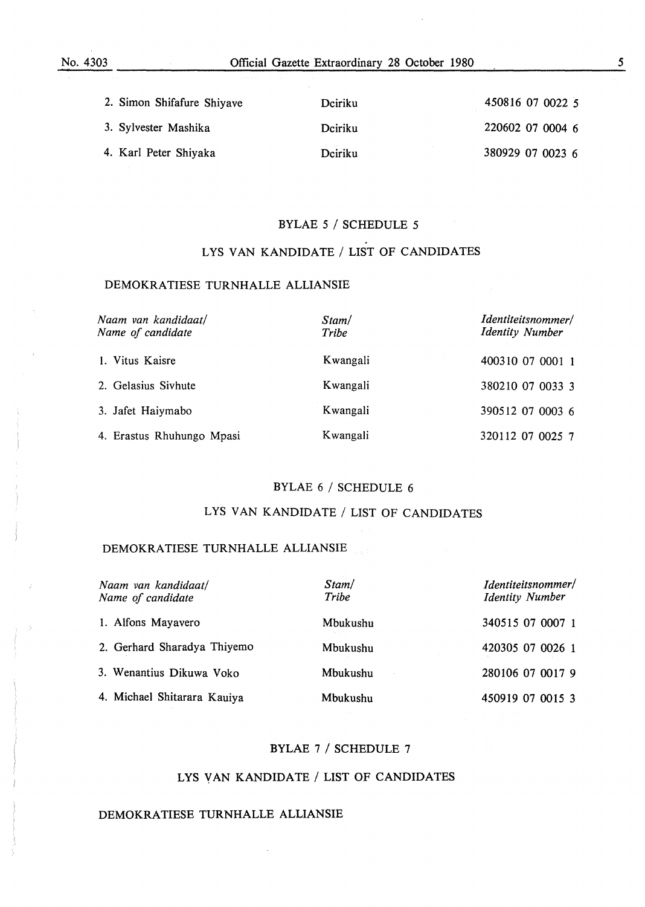| | | |
|---|---|---|
| 2. Simon Shifafure Shiyave | Dciriku | 450816 07 0022 5 |
| 3. Sylvester Mashika | Dciriku | 220602 07 0004 6 |
| 4. Karl Peter Shiyaka | Dciriku | 380929 07 0023 6 |

## BYLAE 5 / SCHEDULE 5

## LYS VAN KANDIDATE / LIST OF CANDIDATES

### DEMOKRATIESE TURNHALLE ALLIANSIE

| *Naam van kandidaat/ Name of candidate* | *Stam/ Tribe* | *Identiteitsnommer/ Identity Number* |
|---|---|---|
| 1. Vitus Kaisre | Kwangali | 400310 07 0001 1 |
| 2. Gelasius Sivhute | Kwangali | 380210 07 0033 3 |
| 3. Jafet Haiymabo | Kwangali | 390512 07 0003 6 |
| 4. Erastus Rhuhungo Mpasi | Kwangali | 320112 07 0025 7 |

## BYLAE 6 / SCHEDULE 6

## LYS VAN KANDIDATE / LIST OF CANDIDATES

### DEMOKRATIESE TURNHALLE ALLIANSIE

| *Naam van kandidaat/ Name of candidate* | *Stam/ Tribe* | *Identiteitsnommer/ Identity Number* |
|---|---|---|
| 1. Alfons Mayavero | Mbukushu | 340515 07 0007 1 |
| 2. Gerhard Sharadya Thiyemo | Mbukushu | 420305 07 0026 1 |
| 3. Wenantius Dikuwa Voko | Mbukushu | 280106 07 0017 9 |
| 4. Michael Shitarara Kauiya | Mbukushu | 450919 07 0015 3 |

## BYLAE 7 / SCHEDULE 7

## LYS VAN KANDIDATE / LIST OF CANDIDATES

### DEMOKRATIESE TURNHALLE ALLIANSIE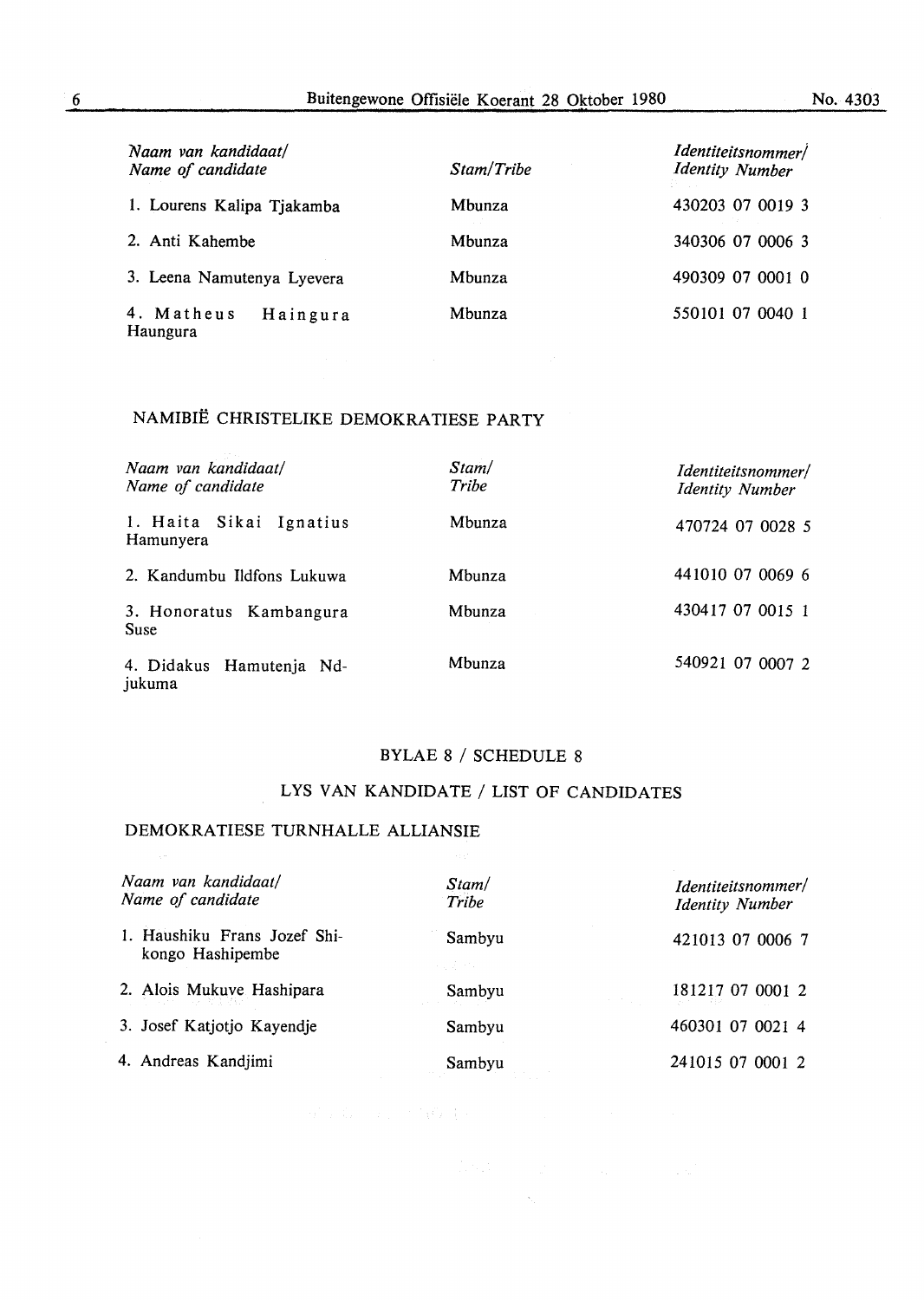| *Naam van kandidaat/ Name of candidate* | *Stam/Tribe* | *Identiteitsnommer/ Identity Number* |
|---|---|---|
| 1. Lourens Kalipa Tjakamba | Mbunza | 430203 07 0019 3 |
| 2. Anti Kahembe | Mbunza | 340306 07 0006 3 |
| 3. Leena Namutenya Lyevera | Mbunza | 490309 07 0001 0 |
| 4. Matheus Haingura Haungura | Mbunza | 550101 07 0040 1 |

## NAMIBIË CHRISTELIKE DEMOKRATIESE PARTY

| *Naam van kandidaat/ Name of candidate* | *Stam/ Tribe* | *Identiteitsnommer/ Identity Number* |
|---|---|---|
| 1. Haita Sikai Ignatius Hamunyera | Mbunza | 470724 07 0028 5 |
| 2. Kandumbu Ildfons Lukuwa | Mbunza | 441010 07 0069 6 |
| 3. Honoratus Kambangura Suse | Mbunza | 430417 07 0015 1 |
| 4. Didakus Hamutenja Ndjukuma | Mbunza | 540921 07 0007 2 |

## BYLAE 8 / SCHEDULE 8

## LYS VAN KANDIDATE / LIST OF CANDIDATES

## DEMOKRATIESE TURNHALLE ALLIANSIE

| *Naam van kandidaat/ Name of candidate* | *Stam/ Tribe* | *Identiteitsnommer/ Identity Number* |
|---|---|---|
| 1. Haushiku Frans Jozef Shikongo Hashipembe | Sambyu | 421013 07 0006 7 |
| 2. Alois Mukuve Hashipara | Sambyu | 181217 07 0001 2 |
| 3. Josef Katjotjo Kayendje | Sambyu | 460301 07 0021 4 |
| 4. Andreas Kandjimi | Sambyu | 241015 07 0001 2 |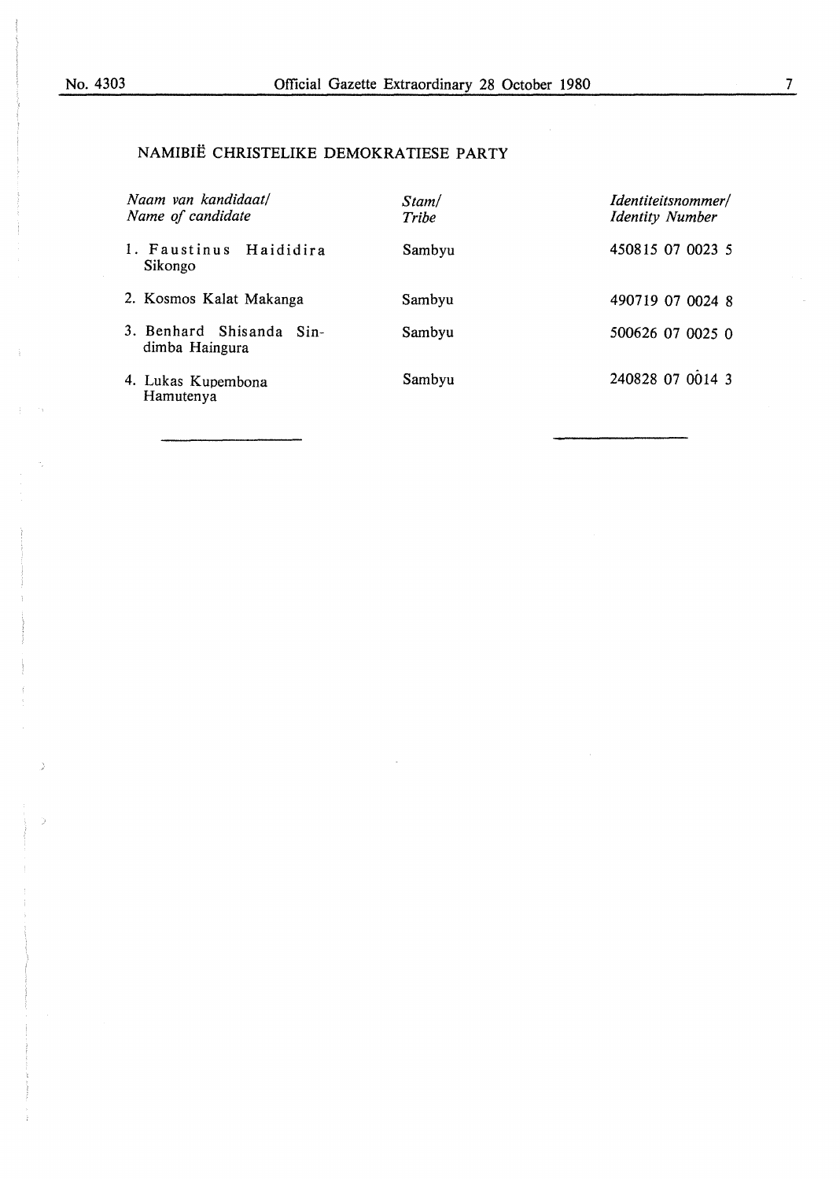## NAMIBIË CHRISTELIKE DEMOKRATIESE PARTY

| *Naam van kandidaat/ Name of candidate* | *Stam/ Tribe* | *Identiteitsnommer/ Identity Number* |
|---|---|---|
| 1. Faustinus Haididira Sikongo | Sambyu | 450815 07 0023 5 |
| 2. Kosmos Kalat Makanga | Sambyu | 490719 07 0024 8 |
| 3. Benhard Shisanda Sindimba Haingura | Sambyu | 500626 07 0025 0 |
| 4. Lukas Kupembona Hamutenya | Sambyu | 240828 07 0014 3 |